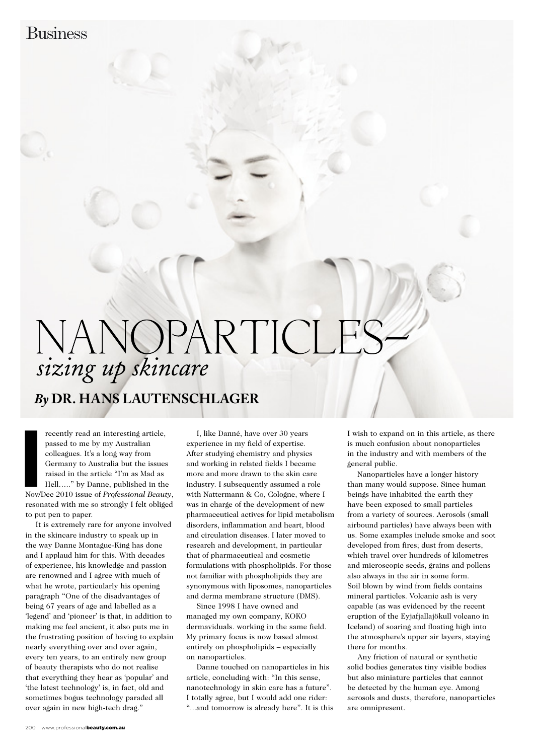Business

# NANOPARTICLES– *sizing up skincare*

## *By* DR. HANS LAUTENSCHLAGER

I recently read an interesting article, passed to me by my Australian colleagues. It's a long way from Germany to Australia but the issues raised in the article "I'm as Mad as Hell….." by Danne, published in the Nov/Dec 2010 issue of *Professional Beauty*, resonated with me so strongly I felt obliged to put pen to paper.

It is extremely rare for anyone involved in the skincare industry to speak up in the way Danne Montague-King has done and I applaud him for this. With decades of experience, his knowledge and passion are renowned and I agree with much of what he wrote, particularly his opening paragraph "One of the disadvantages of being 67 years of age and labelled as a 'legend' and 'pioneer' is that, in addition to making me feel ancient, it also puts me in the frustrating position of having to explain nearly everything over and over again, every ten years, to an entirely new group of beauty therapists who do not realise that everything they hear as 'popular' and 'the latest technology' is, in fact, old and sometimes bogus technology paraded all over again in new high-tech drag."

I, like Danné, have over 30 years experience in my field of expertise. After studying chemistry and physics and working in related fields I became more and more drawn to the skin care industry. I subsequently assumed a role with Nattermann & Co, Cologne, where I was in charge of the development of new pharmaceutical actives for lipid metabolism disorders, inflammation and heart, blood and circulation diseases. I later moved to research and development, in particular that of pharmaceutical and cosmetic formulations with phospholipids. For those not familiar with phospholipids they are synonymous with liposomes, nanoparticles and derma membrane structure (DMS).

Since 1998 I have owned and managed my own company, KOKO dermaviduals. working in the same field. My primary focus is now based almost entirely on phospholipids – especially on nanoparticles.

Danne touched on nanoparticles in his article, concluding with: "In this sense, nanotechnology in skin care has a future". I totally agree, but I would add one rider: "...and tomorrow is already here". It is this I wish to expand on in this article, as there is much confusion about nonoparticles in the industry and with members of the general public.

Nanoparticles have a longer history than many would suppose. Since human beings have inhabited the earth they have been exposed to small particles from a variety of sources. Aerosols (small airbound particles) have always been with us. Some examples include smoke and soot developed from fires; dust from deserts, which travel over hundreds of kilometres and microscopic seeds, grains and pollens also always in the air in some form. Soil blown by wind from fields contains mineral particles. Volcanic ash is very capable (as was evidenced by the recent eruption of the Eyjafjallajökull volcano in Iceland) of soaring and floating high into the atmosphere's upper air layers, staying there for months.

Any friction of natural or synthetic solid bodies generates tiny visible bodies but also miniature particles that cannot be detected by the human eye. Among aerosols and dusts, therefore, nanoparticles are omnipresent.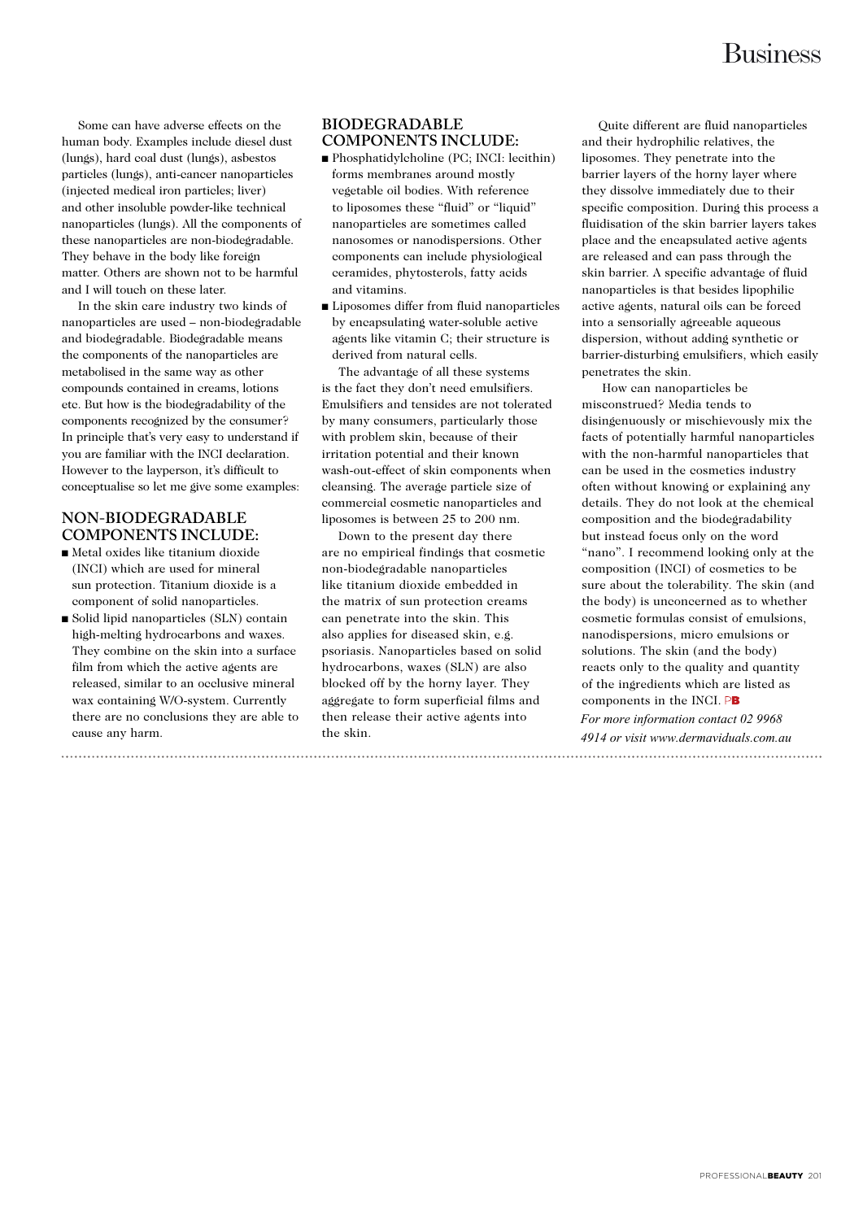Some can have adverse effects on the human body. Examples include diesel dust (lungs), hard coal dust (lungs), asbestos particles (lungs), anti-cancer nanoparticles (injected medical iron particles; liver) and other insoluble powder-like technical nanoparticles (lungs). All the components of these nanoparticles are non-biodegradable. They behave in the body like foreign matter. Others are shown not to be harmful and I will touch on these later.

In the skin care industry two kinds of nanoparticles are used – non-biodegradable and biodegradable. Biodegradable means the components of the nanoparticles are metabolised in the same way as other compounds contained in creams, lotions etc. But how is the biodegradability of the components recognized by the consumer? In principle that's very easy to understand if you are familiar with the INCI declaration. However to the layperson, it's difficult to conceptualise so let me give some examples:

## NON-BIODEGRADABLE COMPONENTS INCLUDE:

- Metal oxides like titanium dioxide (INCI) which are used for mineral sun protection. Titanium dioxide is a component of solid nanoparticles.
- Solid lipid nanoparticles (SLN) contain high-melting hydrocarbons and waxes. They combine on the skin into a surface film from which the active agents are released, similar to an occlusive mineral wax containing W/O-system. Currently there are no conclusions they are able to cause any harm.

## BIODEGRADABLE COMPONENTS INCLUDE:

- Phosphatidylcholine (PC; INCI: lecithin) forms membranes around mostly vegetable oil bodies. With reference to liposomes these "fluid" or "liquid" nanoparticles are sometimes called nanosomes or nanodispersions. Other components can include physiological ceramides, phytosterols, fatty acids and vitamins.
- Liposomes differ from fluid nanoparticles by encapsulating water-soluble active agents like vitamin C; their structure is derived from natural cells.

The advantage of all these systems is the fact they don't need emulsifiers. Emulsifiers and tensides are not tolerated by many consumers, particularly those with problem skin, because of their irritation potential and their known wash-out-effect of skin components when cleansing. The average particle size of commercial cosmetic nanoparticles and liposomes is between 25 to 200 nm.

Down to the present day there are no empirical findings that cosmetic non-biodegradable nanoparticles like titanium dioxide embedded in the matrix of sun protection creams can penetrate into the skin. This also applies for diseased skin, e.g. psoriasis. Nanoparticles based on solid hydrocarbons, waxes (SLN) are also blocked off by the horny layer. They aggregate to form superficial films and then release their active agents into the skin.

Quite different are fluid nanoparticles and their hydrophilic relatives, the liposomes. They penetrate into the barrier layers of the horny layer where they dissolve immediately due to their specific composition. During this process a fluidisation of the skin barrier layers takes place and the encapsulated active agents are released and can pass through the skin barrier. A specific advantage of fluid nanoparticles is that besides lipophilic active agents, natural oils can be forced into a sensorially agreeable aqueous dispersion, without adding synthetic or barrier-disturbing emulsifiers, which easily penetrates the skin.

How can nanoparticles be misconstrued? Media tends to disingenuously or mischievously mix the facts of potentially harmful nanoparticles with the non-harmful nanoparticles that can be used in the cosmetics industry often without knowing or explaining any details. They do not look at the chemical composition and the biodegradability but instead focus only on the word "nano". I recommend looking only at the composition (INCI) of cosmetics to be sure about the tolerability. The skin (and the body) is unconcerned as to whether cosmetic formulas consist of emulsions, nanodispersions, micro emulsions or solutions. The skin (and the body) reacts only to the quality and quantity of the ingredients which are listed as components in the INCI. PB

*For more information contact 02 9968 4914 or visit www.dermaviduals.com.au*